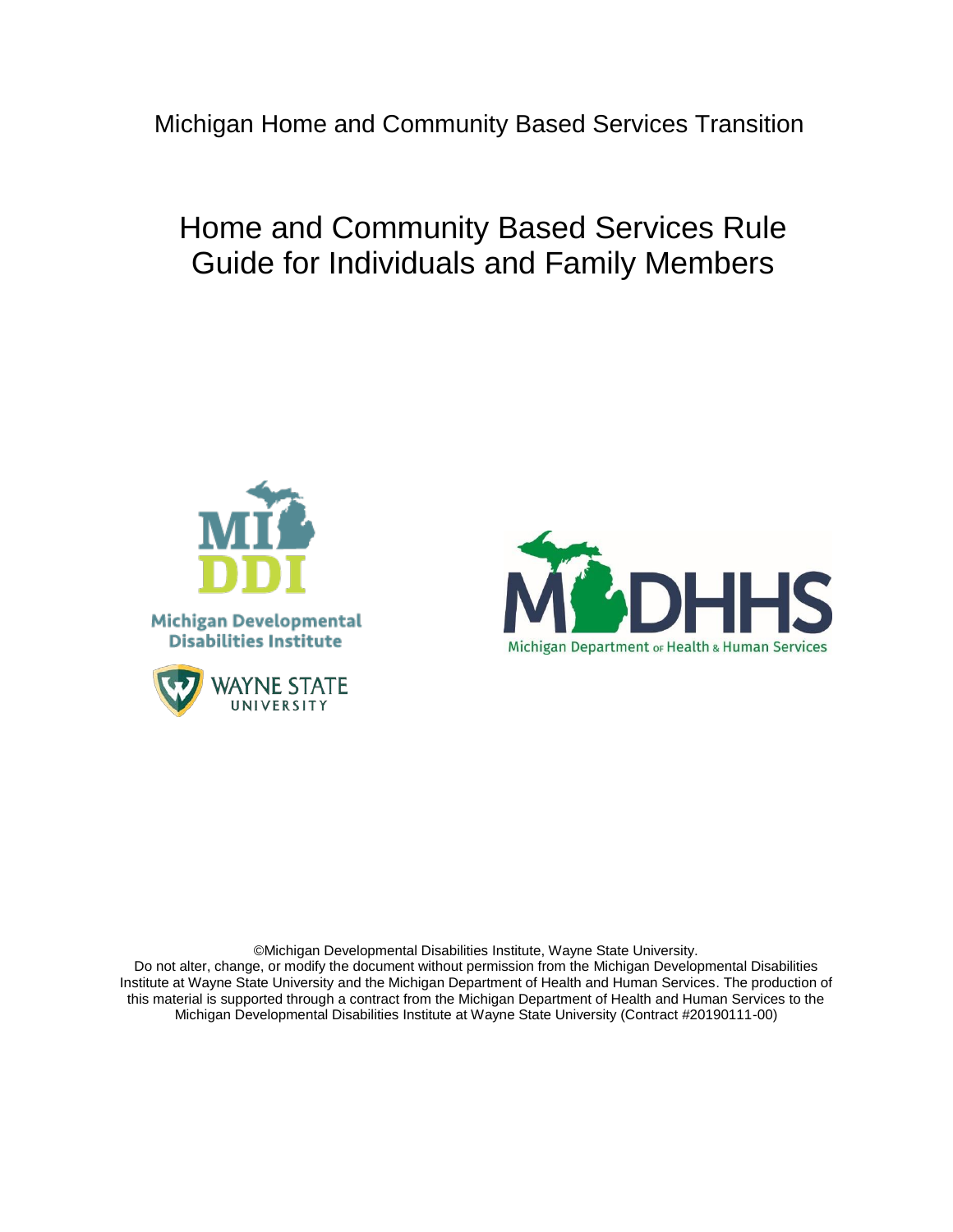Michigan Home and Community Based Services Transition

# Home and Community Based Services Rule Guide for Individuals and Family Members

Michigan Developmental Disabilities Institute

WAYNE STATE UNIVERSITY

Michigan Department of Health & Human Services

©Michigan Developmental Disabilities Institute, Wayne State University.
Do not alter, change, or modify the document without permission from the Michigan Developmental Disabilities Institute at Wayne State University and the Michigan Department of Health and Human Services. The production of this material is supported through a contract from the Michigan Department of Health and Human Services to the Michigan Developmental Disabilities Institute at Wayne State University (Contract #20190111-00)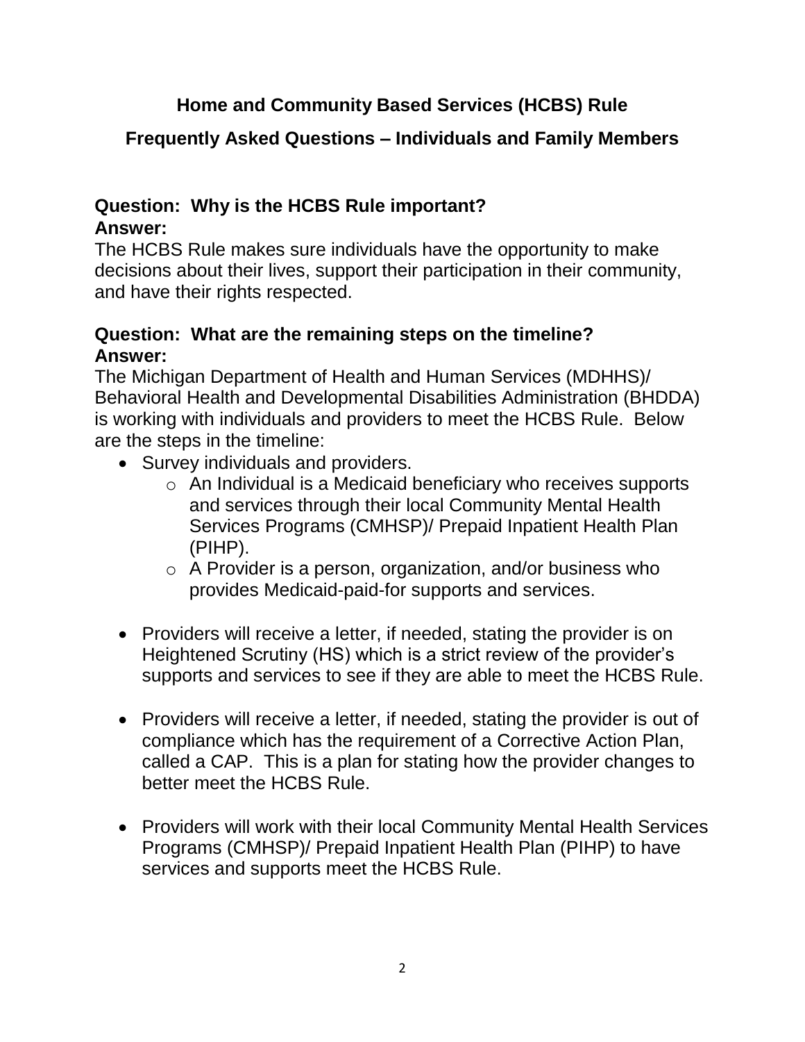# Home and Community Based Services (HCBS) Rule

## Frequently Asked Questions – Individuals and Family Members

### Question: Why is the HCBS Rule important?

### Answer:

The HCBS Rule makes sure individuals have the opportunity to make decisions about their lives, support their participation in their community, and have their rights respected.

### Question: What are the remaining steps on the timeline?

### Answer:

The Michigan Department of Health and Human Services (MDHHS)/ Behavioral Health and Developmental Disabilities Administration (BHDDA) is working with individuals and providers to meet the HCBS Rule. Below are the steps in the timeline:

- Survey individuals and providers.
  - An Individual is a Medicaid beneficiary who receives supports and services through their local Community Mental Health Services Programs (CMHSP)/ Prepaid Inpatient Health Plan (PIHP).
  - A Provider is a person, organization, and/or business who provides Medicaid-paid-for supports and services.
- Providers will receive a letter, if needed, stating the provider is on Heightened Scrutiny (HS) which is a strict review of the provider's supports and services to see if they are able to meet the HCBS Rule.
- Providers will receive a letter, if needed, stating the provider is out of compliance which has the requirement of a Corrective Action Plan, called a CAP. This is a plan for stating how the provider changes to better meet the HCBS Rule.
- Providers will work with their local Community Mental Health Services Programs (CMHSP)/ Prepaid Inpatient Health Plan (PIHP) to have services and supports meet the HCBS Rule.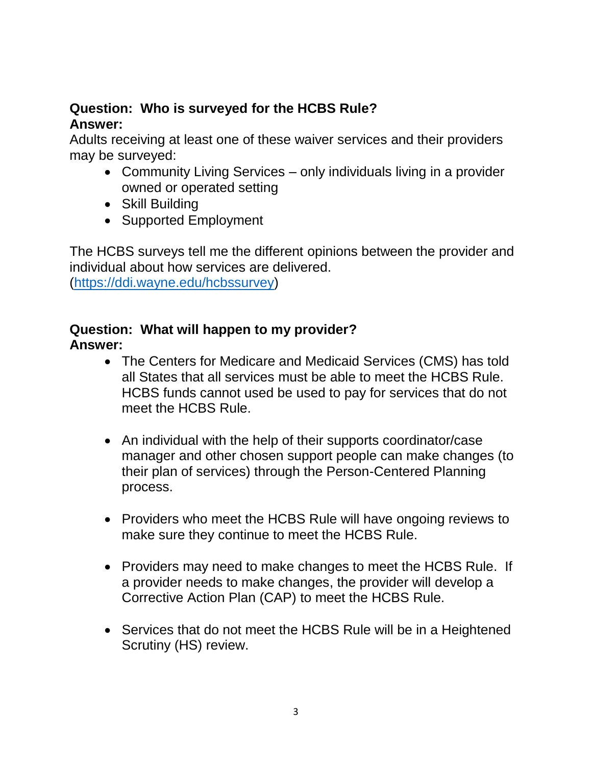**Question: Who is surveyed for the HCBS Rule?**
**Answer:**

Adults receiving at least one of these waiver services and their providers may be surveyed:

- Community Living Services – only individuals living in a provider owned or operated setting
- Skill Building
- Supported Employment

The HCBS surveys tell me the different opinions between the provider and individual about how services are delivered. (https://ddi.wayne.edu/hcbssurvey)

**Question: What will happen to my provider?**
**Answer:**

- The Centers for Medicare and Medicaid Services (CMS) has told all States that all services must be able to meet the HCBS Rule. HCBS funds cannot used be used to pay for services that do not meet the HCBS Rule.

- An individual with the help of their supports coordinator/case manager and other chosen support people can make changes (to their plan of services) through the Person-Centered Planning process.

- Providers who meet the HCBS Rule will have ongoing reviews to make sure they continue to meet the HCBS Rule.

- Providers may need to make changes to meet the HCBS Rule. If a provider needs to make changes, the provider will develop a Corrective Action Plan (CAP) to meet the HCBS Rule.

- Services that do not meet the HCBS Rule will be in a Heightened Scrutiny (HS) review.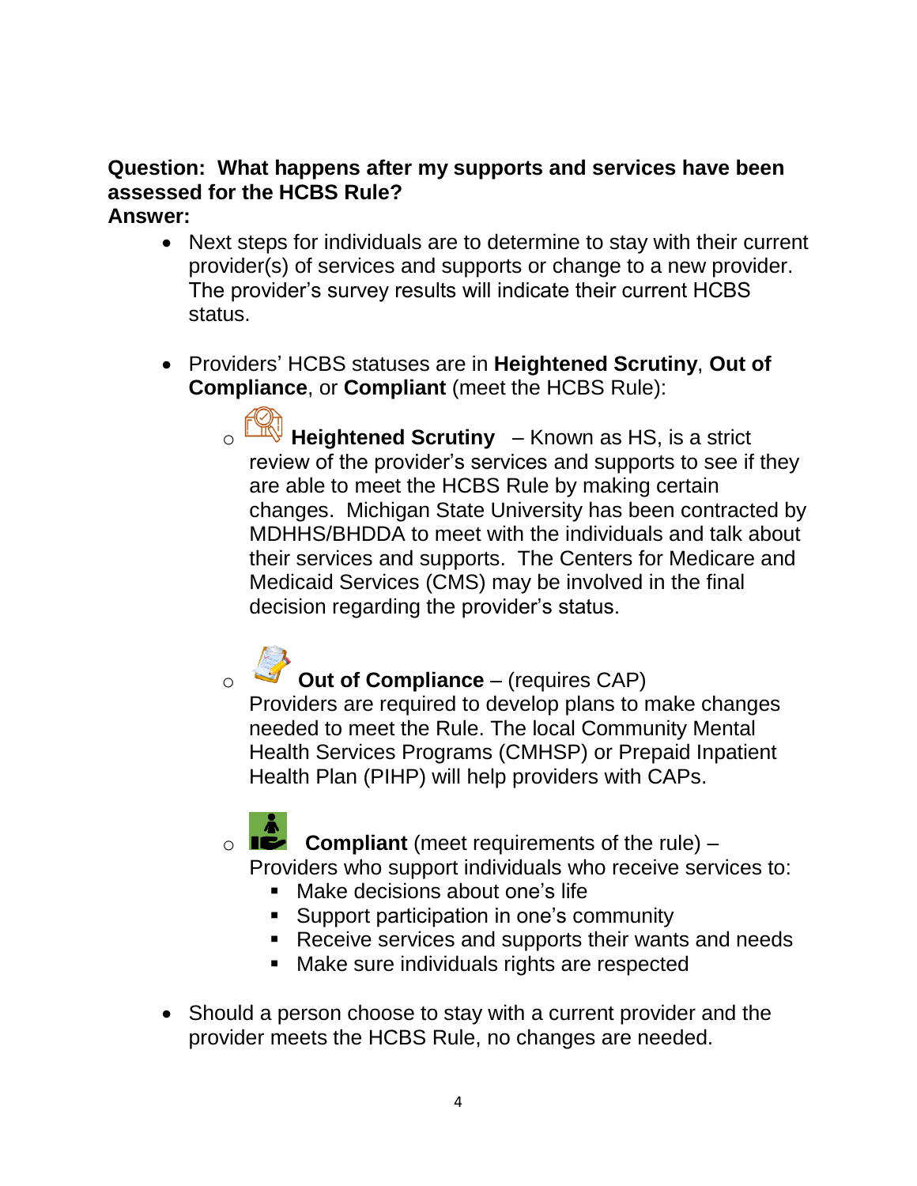**Question: What happens after my supports and services have been assessed for the HCBS Rule?**
**Answer:**

- Next steps for individuals are to determine to stay with their current provider(s) of services and supports or change to a new provider. The provider's survey results will indicate their current HCBS status.

- Providers' HCBS statuses are in **Heightened Scrutiny**, **Out of Compliance**, or **Compliant** (meet the HCBS Rule):
  - **Heightened Scrutiny** – Known as HS, is a strict review of the provider's services and supports to see if they are able to meet the HCBS Rule by making certain changes. Michigan State University has been contracted by MDHHS/BHDDA to meet with the individuals and talk about their services and supports. The Centers for Medicare and Medicaid Services (CMS) may be involved in the final decision regarding the provider's status.
  - **Out of Compliance** – (requires CAP) Providers are required to develop plans to make changes needed to meet the Rule. The local Community Mental Health Services Programs (CMHSP) or Prepaid Inpatient Health Plan (PIHP) will help providers with CAPs.
  - **Compliant** (meet requirements of the rule) – Providers who support individuals who receive services to:
    - Make decisions about one's life
    - Support participation in one's community
    - Receive services and supports their wants and needs
    - Make sure individuals rights are respected

- Should a person choose to stay with a current provider and the provider meets the HCBS Rule, no changes are needed.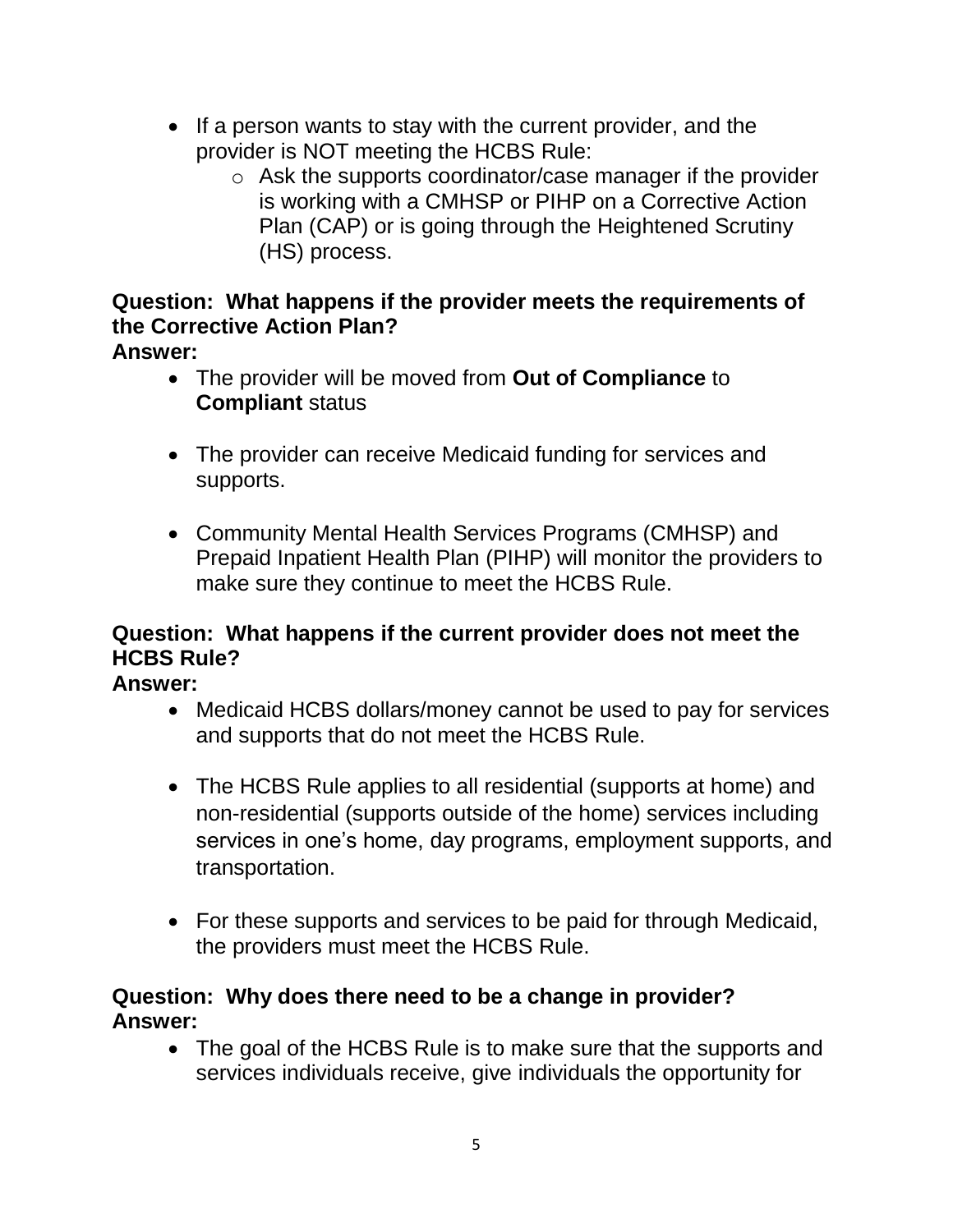- If a person wants to stay with the current provider, and the provider is NOT meeting the HCBS Rule:
  - Ask the supports coordinator/case manager if the provider is working with a CMHSP or PIHP on a Corrective Action Plan (CAP) or is going through the Heightened Scrutiny (HS) process.

**Question: What happens if the provider meets the requirements of the Corrective Action Plan?**
**Answer:**

- The provider will be moved from **Out of Compliance** to **Compliant** status
- The provider can receive Medicaid funding for services and supports.
- Community Mental Health Services Programs (CMHSP) and Prepaid Inpatient Health Plan (PIHP) will monitor the providers to make sure they continue to meet the HCBS Rule.

**Question: What happens if the current provider does not meet the HCBS Rule?**
**Answer:**

- Medicaid HCBS dollars/money cannot be used to pay for services and supports that do not meet the HCBS Rule.
- The HCBS Rule applies to all residential (supports at home) and non-residential (supports outside of the home) services including services in one's home, day programs, employment supports, and transportation.
- For these supports and services to be paid for through Medicaid, the providers must meet the HCBS Rule.

**Question: Why does there need to be a change in provider?**
**Answer:**

- The goal of the HCBS Rule is to make sure that the supports and services individuals receive, give individuals the opportunity for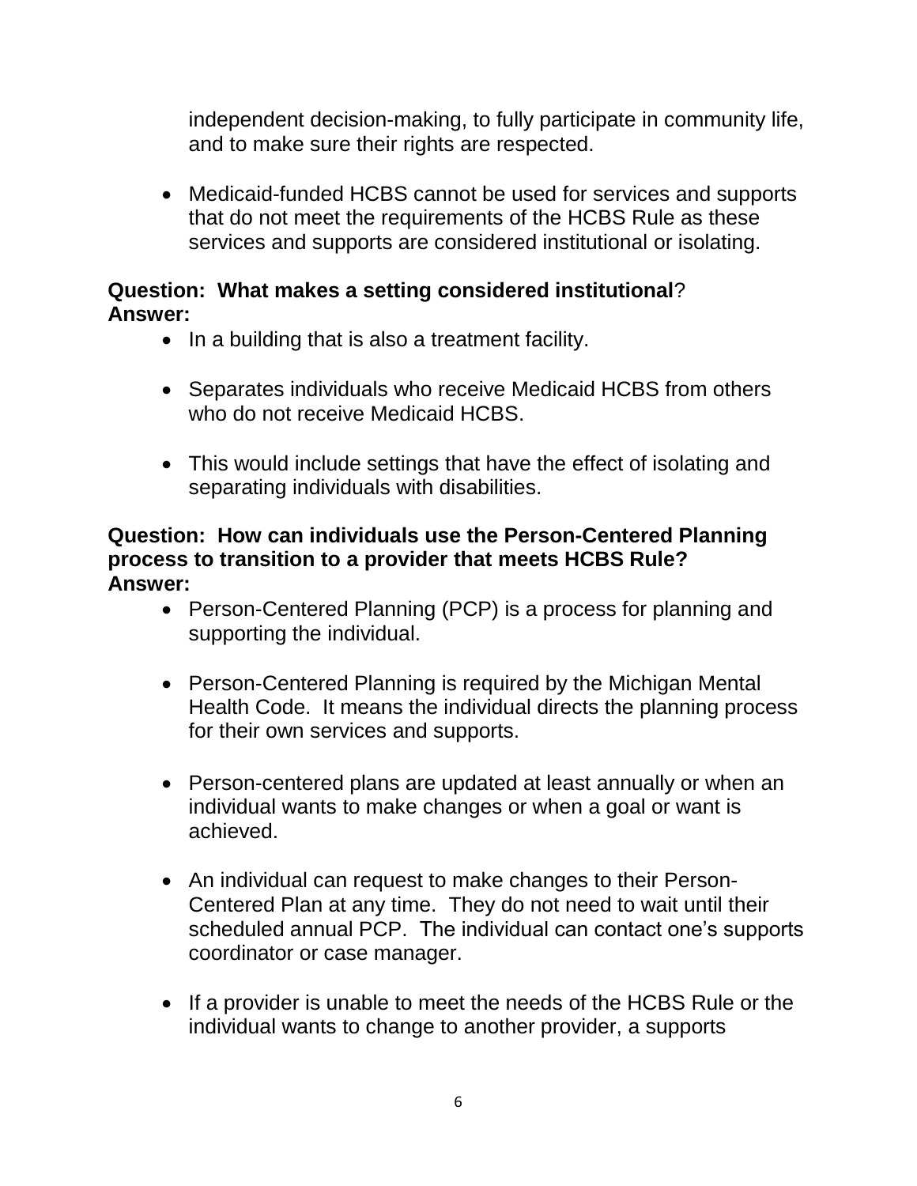independent decision-making, to fully participate in community life, and to make sure their rights are respected.

- Medicaid-funded HCBS cannot be used for services and supports that do not meet the requirements of the HCBS Rule as these services and supports are considered institutional or isolating.

**Question: What makes a setting considered institutional**?
**Answer:**

- In a building that is also a treatment facility.
- Separates individuals who receive Medicaid HCBS from others who do not receive Medicaid HCBS.
- This would include settings that have the effect of isolating and separating individuals with disabilities.

**Question: How can individuals use the Person-Centered Planning process to transition to a provider that meets HCBS Rule?**
**Answer:**

- Person-Centered Planning (PCP) is a process for planning and supporting the individual.
- Person-Centered Planning is required by the Michigan Mental Health Code. It means the individual directs the planning process for their own services and supports.
- Person-centered plans are updated at least annually or when an individual wants to make changes or when a goal or want is achieved.
- An individual can request to make changes to their Person-Centered Plan at any time. They do not need to wait until their scheduled annual PCP. The individual can contact one's supports coordinator or case manager.
- If a provider is unable to meet the needs of the HCBS Rule or the individual wants to change to another provider, a supports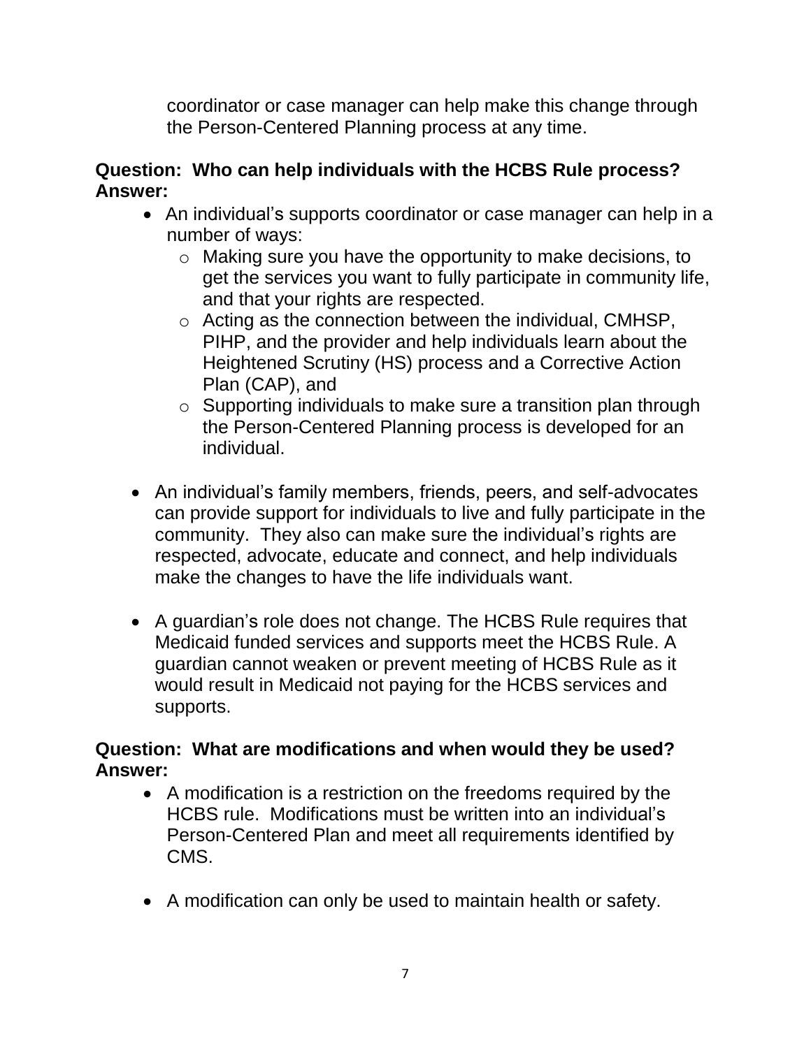coordinator or case manager can help make this change through the Person-Centered Planning process at any time.

**Question: Who can help individuals with the HCBS Rule process?**
**Answer:**

- An individual's supports coordinator or case manager can help in a number of ways:
  - Making sure you have the opportunity to make decisions, to get the services you want to fully participate in community life, and that your rights are respected.
  - Acting as the connection between the individual, CMHSP, PIHP, and the provider and help individuals learn about the Heightened Scrutiny (HS) process and a Corrective Action Plan (CAP), and
  - Supporting individuals to make sure a transition plan through the Person-Centered Planning process is developed for an individual.

- An individual's family members, friends, peers, and self-advocates can provide support for individuals to live and fully participate in the community. They also can make sure the individual's rights are respected, advocate, educate and connect, and help individuals make the changes to have the life individuals want.

- A guardian's role does not change. The HCBS Rule requires that Medicaid funded services and supports meet the HCBS Rule. A guardian cannot weaken or prevent meeting of HCBS Rule as it would result in Medicaid not paying for the HCBS services and supports.

**Question: What are modifications and when would they be used?**
**Answer:**

- A modification is a restriction on the freedoms required by the HCBS rule. Modifications must be written into an individual's Person-Centered Plan and meet all requirements identified by CMS.

- A modification can only be used to maintain health or safety.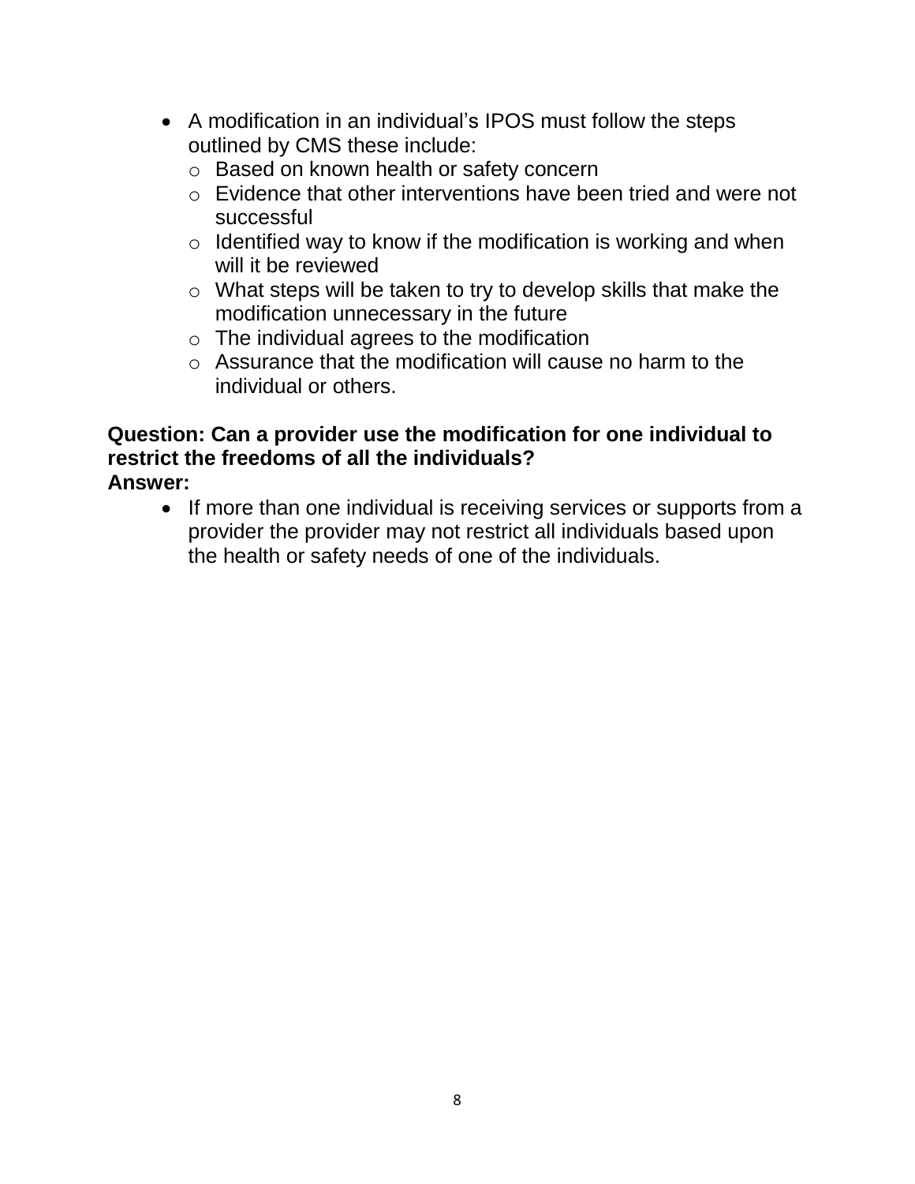- A modification in an individual's IPOS must follow the steps outlined by CMS these include:
  - Based on known health or safety concern
  - Evidence that other interventions have been tried and were not successful
  - Identified way to know if the modification is working and when will it be reviewed
  - What steps will be taken to try to develop skills that make the modification unnecessary in the future
  - The individual agrees to the modification
  - Assurance that the modification will cause no harm to the individual or others.

**Question: Can a provider use the modification for one individual to restrict the freedoms of all the individuals?**
**Answer:**

- If more than one individual is receiving services or supports from a provider the provider may not restrict all individuals based upon the health or safety needs of one of the individuals.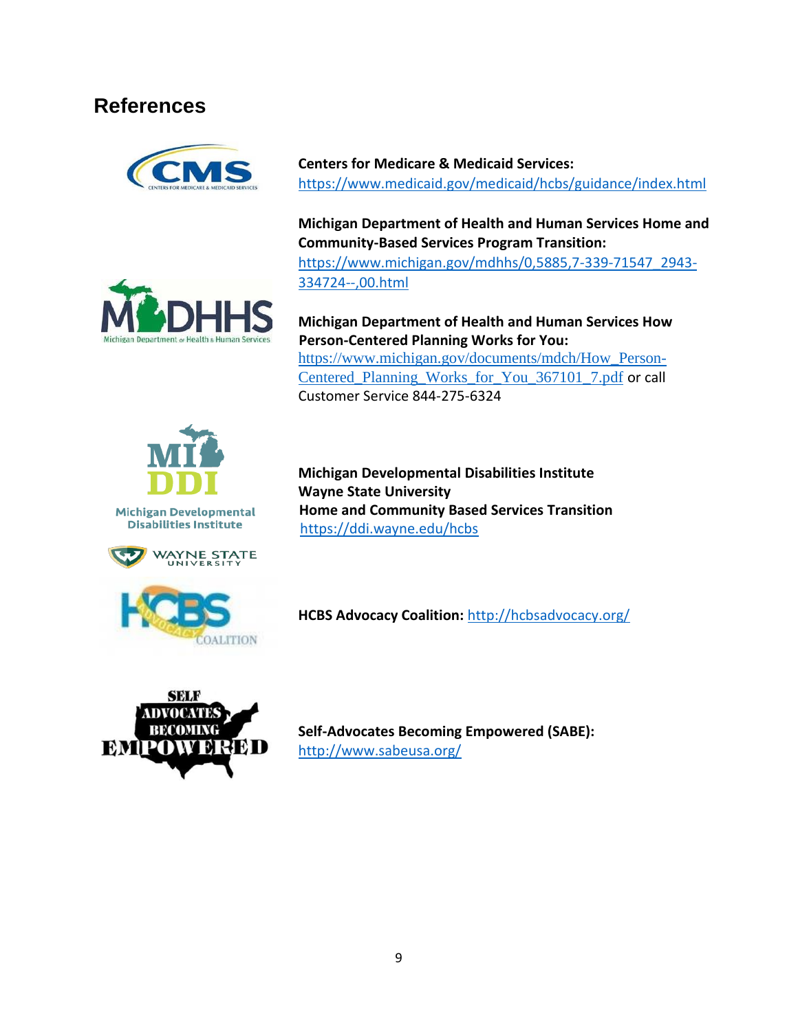## References

**Centers for Medicare & Medicaid Services:** https://www.medicaid.gov/medicaid/hcbs/guidance/index.html

**Michigan Department of Health and Human Services Home and Community-Based Services Program Transition:** https://www.michigan.gov/mdhhs/0,5885,7-339-71547_2943-334724--,00.html

**Michigan Department of Health and Human Services How Person-Centered Planning Works for You:** https://www.michigan.gov/documents/mdch/How_Person-Centered_Planning_Works_for_You_367101_7.pdf or call Customer Service 844-275-6324

**Michigan Developmental Disabilities Institute**
**Wayne State University**
**Home and Community Based Services Transition**
https://ddi.wayne.edu/hcbs

**HCBS Advocacy Coalition:** http://hcbsadvocacy.org/

**Self-Advocates Becoming Empowered (SABE):** http://www.sabeusa.org/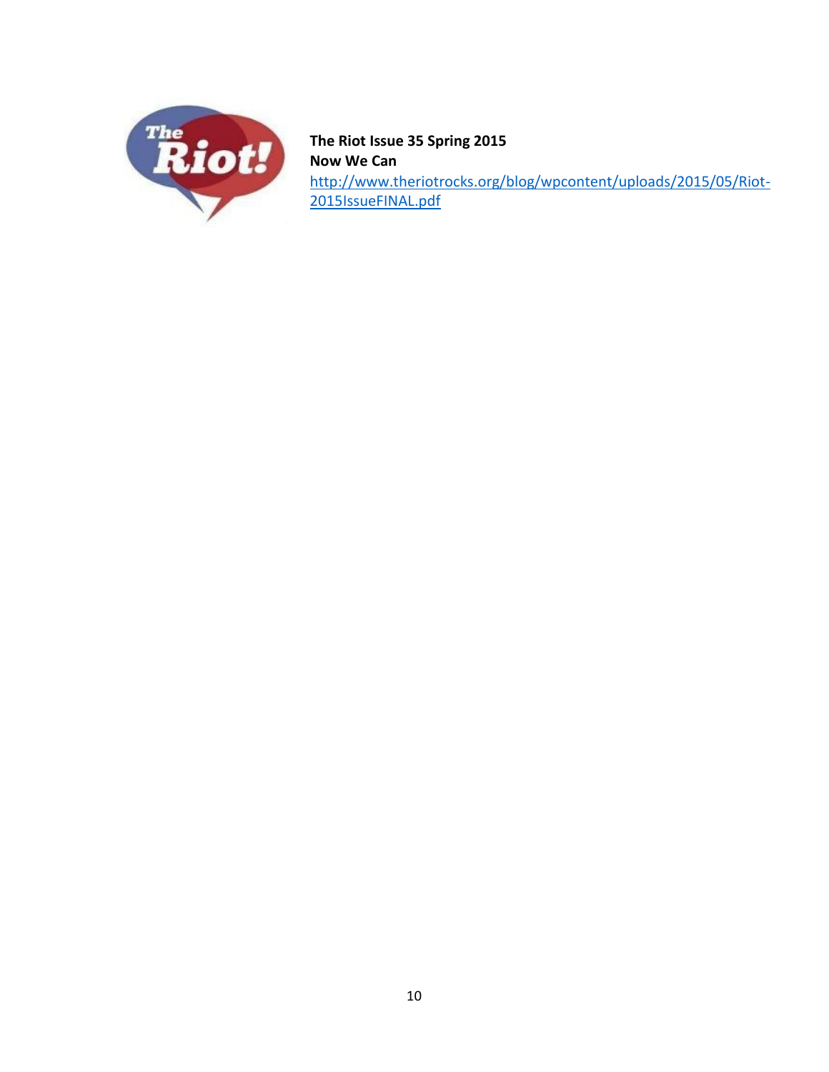**The Riot Issue 35 Spring 2015**
**Now We Can**
[http://www.theriotrocks.org/blog/wpcontent/uploads/2015/05/Riot-2015IssueFINAL.pdf](http://www.theriotrocks.org/blog/wpcontent/uploads/2015/05/Riot-2015IssueFINAL.pdf)